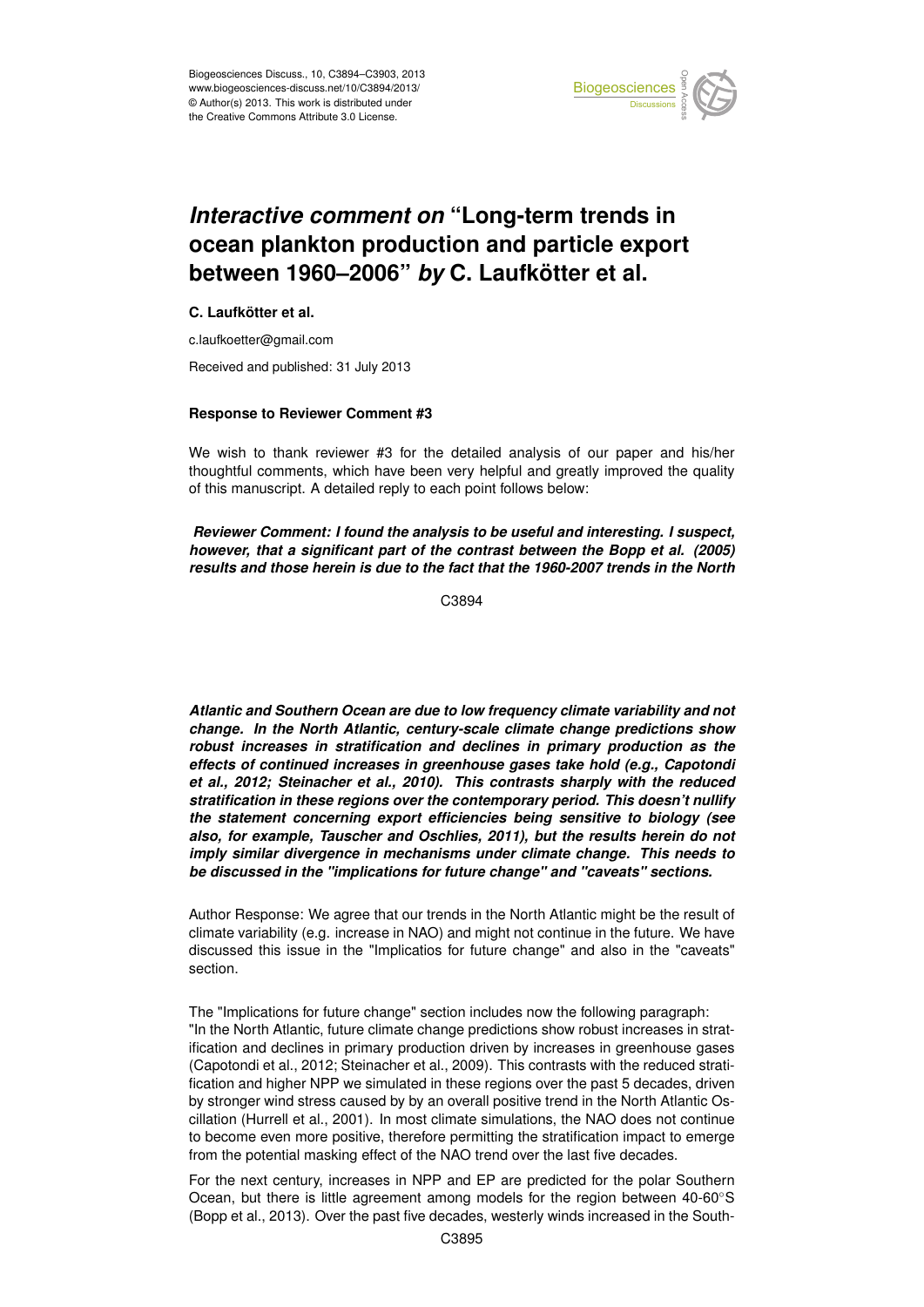# *Interactive comment on* "Long-term trends in ocean plankton production and particle export between 1960–2006" *by* C. Laufkötter et al.

**C. Laufkötter et al.**

c.laufkoetter@gmail.com

Received and published: 31 July 2013

**Response to Reviewer Comment #3**

We wish to thank reviewer #3 for the detailed analysis of our paper and his/her thoughtful comments, which have been very helpful and greatly improved the quality of this manuscript. A detailed reply to each point follows below:

***Reviewer Comment: I found the analysis to be useful and interesting. I suspect, however, that a significant part of the contrast between the Bopp et al. (2005) results and those herein is due to the fact that the 1960-2007 trends in the North Atlantic and Southern Ocean are due to low frequency climate variability and not change. In the North Atlantic, century-scale climate change predictions show robust increases in stratification and declines in primary production as the effects of continued increases in greenhouse gases take hold (e.g., Capotondi et al., 2012; Steinacher et al., 2010). This contrasts sharply with the reduced stratification in these regions over the contemporary period. This doesn't nullify the statement concerning export efficiencies being sensitive to biology (see also, for example, Tauscher and Oschlies, 2011), but the results herein do not imply similar divergence in mechanisms under climate change. This needs to be discussed in the "implications for future change" and "caveats" sections.***

Author Response: We agree that our trends in the North Atlantic might be the result of climate variability (e.g. increase in NAO) and might not continue in the future. We have discussed this issue in the "Implicatios for future change" and also in the "caveats" section.

The "Implications for future change" section includes now the following paragraph: "In the North Atlantic, future climate change predictions show robust increases in stratification and declines in primary production driven by increases in greenhouse gases (Capotondi et al., 2012; Steinacher et al., 2009). This contrasts with the reduced stratification and higher NPP we simulated in these regions over the past 5 decades, driven by stronger wind stress caused by an overall positive trend in the North Atlantic Oscillation (Hurrell et al., 2001). In most climate simulations, the NAO does not continue to become even more positive, therefore permitting the stratification impact to emerge from the potential masking effect of the NAO trend over the last five decades.

For the next century, increases in NPP and EP are predicted for the polar Southern Ocean, but there is little agreement among models for the region between 40-60°S (Bopp et al., 2013). Over the past five decades, westerly winds increased in the South-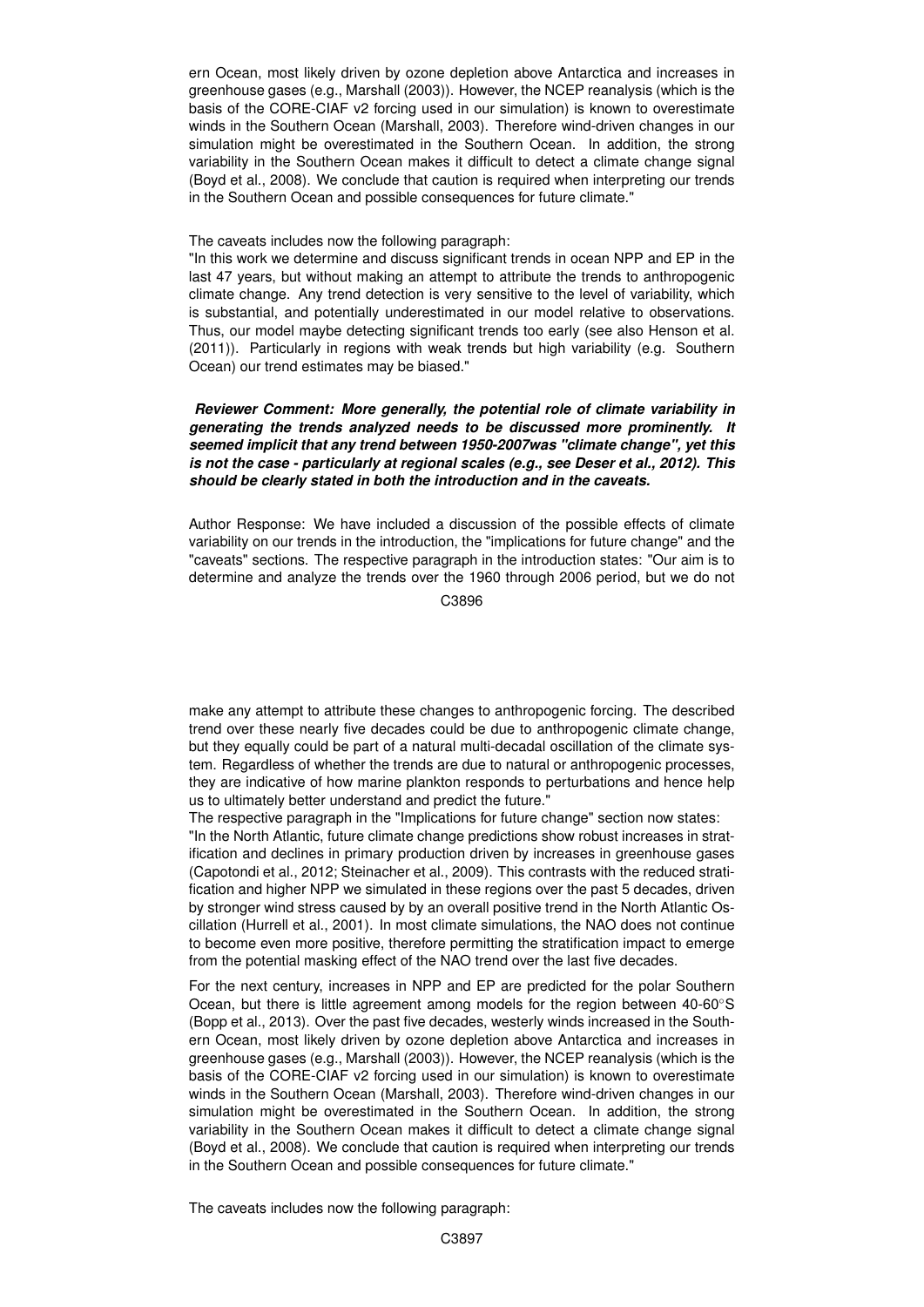ern Ocean, most likely driven by ozone depletion above Antarctica and increases in greenhouse gases (e.g., Marshall (2003)). However, the NCEP reanalysis (which is the basis of the CORE-CIAF v2 forcing used in our simulation) is known to overestimate winds in the Southern Ocean (Marshall, 2003). Therefore wind-driven changes in our simulation might be overestimated in the Southern Ocean. In addition, the strong variability in the Southern Ocean makes it difficult to detect a climate change signal (Boyd et al., 2008). We conclude that caution is required when interpreting our trends in the Southern Ocean and possible consequences for future climate."

The caveats includes now the following paragraph:
"In this work we determine and discuss significant trends in ocean NPP and EP in the last 47 years, but without making an attempt to attribute the trends to anthropogenic climate change. Any trend detection is very sensitive to the level of variability, which is substantial, and potentially underestimated in our model relative to observations. Thus, our model maybe detecting significant trends too early (see also Henson et al. (2011)). Particularly in regions with weak trends but high variability (e.g. Southern Ocean) our trend estimates may be biased."

***Reviewer Comment: More generally, the potential role of climate variability in generating the trends analyzed needs to be discussed more prominently. It seemed implicit that any trend between 1950-2007was "climate change", yet this is not the case - particularly at regional scales (e.g., see Deser et al., 2012). This should be clearly stated in both the introduction and in the caveats.***

Author Response: We have included a discussion of the possible effects of climate variability on our trends in the introduction, the "implications for future change" and the "caveats" sections. The respective paragraph in the introduction states: "Our aim is to determine and analyze the trends over the 1960 through 2006 period, but we do not make any attempt to attribute these changes to anthropogenic forcing. The described trend over these nearly five decades could be due to anthropogenic climate change, but they equally could be part of a natural multi-decadal oscillation of the climate system. Regardless of whether the trends are due to natural or anthropogenic processes, they are indicative of how marine plankton responds to perturbations and hence help us to ultimately better understand and predict the future."

The respective paragraph in the "Implications for future change" section now states:
"In the North Atlantic, future climate change predictions show robust increases in stratification and declines in primary production driven by increases in greenhouse gases (Capotondi et al., 2012; Steinacher et al., 2009). This contrasts with the reduced stratification and higher NPP we simulated in these regions over the past 5 decades, driven by stronger wind stress caused by by an overall positive trend in the North Atlantic Oscillation (Hurrell et al., 2001). In most climate simulations, the NAO does not continue to become even more positive, therefore permitting the stratification impact to emerge from the potential masking effect of the NAO trend over the last five decades.

For the next century, increases in NPP and EP are predicted for the polar Southern Ocean, but there is little agreement among models for the region between 40-60°S (Bopp et al., 2013). Over the past five decades, westerly winds increased in the Southern Ocean, most likely driven by ozone depletion above Antarctica and increases in greenhouse gases (e.g., Marshall (2003)). However, the NCEP reanalysis (which is the basis of the CORE-CIAF v2 forcing used in our simulation) is known to overestimate winds in the Southern Ocean (Marshall, 2003). Therefore wind-driven changes in our simulation might be overestimated in the Southern Ocean. In addition, the strong variability in the Southern Ocean makes it difficult to detect a climate change signal (Boyd et al., 2008). We conclude that caution is required when interpreting our trends in the Southern Ocean and possible consequences for future climate."

The caveats includes now the following paragraph: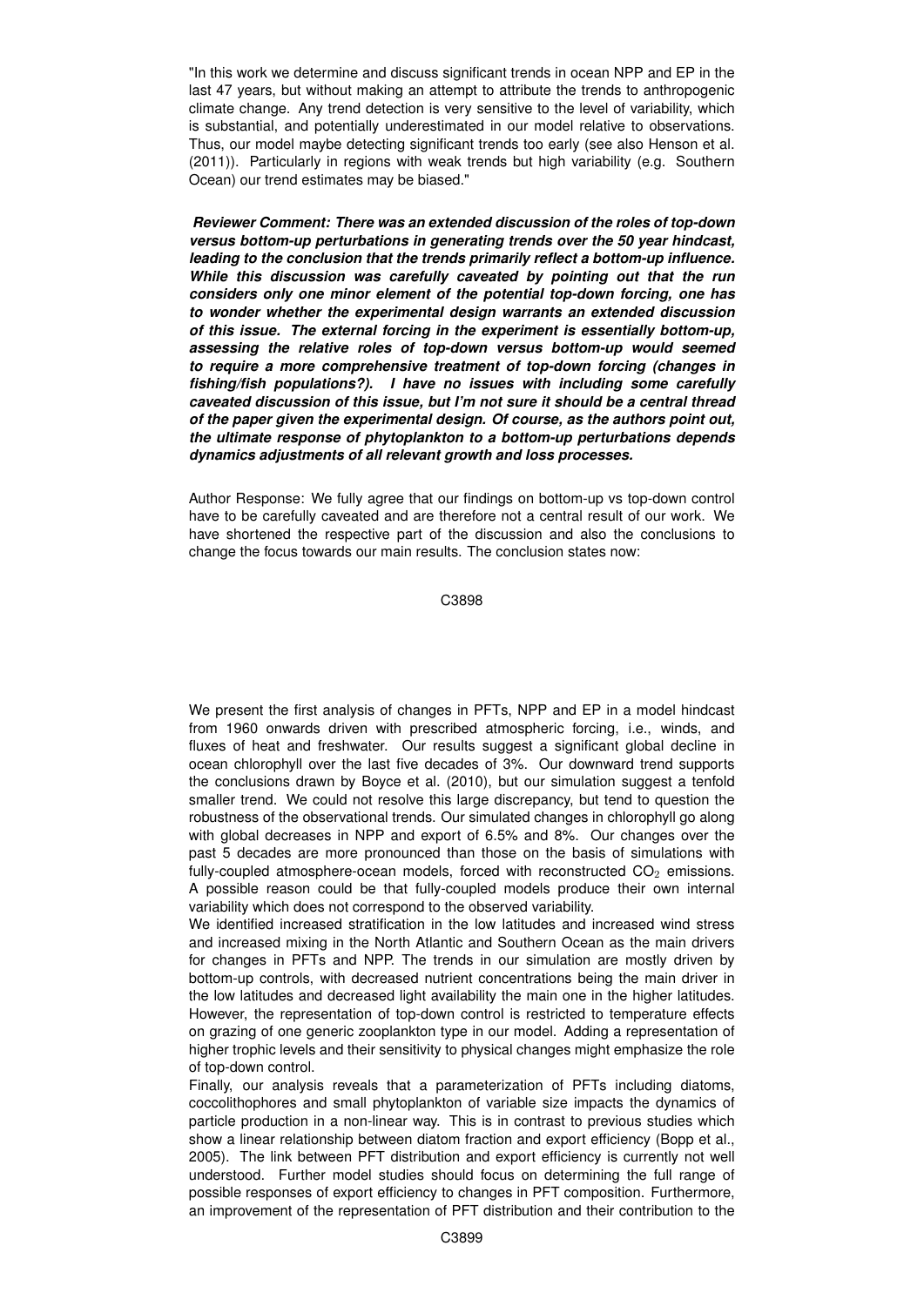"In this work we determine and discuss significant trends in ocean NPP and EP in the last 47 years, but without making an attempt to attribute the trends to anthropogenic climate change. Any trend detection is very sensitive to the level of variability, which is substantial, and potentially underestimated in our model relative to observations. Thus, our model maybe detecting significant trends too early (see also Henson et al. (2011)). Particularly in regions with weak trends but high variability (e.g. Southern Ocean) our trend estimates may be biased."

***Reviewer Comment: There was an extended discussion of the roles of top-down versus bottom-up perturbations in generating trends over the 50 year hindcast, leading to the conclusion that the trends primarily reflect a bottom-up influence. While this discussion was carefully caveated by pointing out that the run considers only one minor element of the potential top-down forcing, one has to wonder whether the experimental design warrants an extended discussion of this issue. The external forcing in the experiment is essentially bottom-up, assessing the relative roles of top-down versus bottom-up would seemed to require a more comprehensive treatment of top-down forcing (changes in fishing/fish populations?). I have no issues with including some carefully caveated discussion of this issue, but I'm not sure it should be a central thread of the paper given the experimental design. Of course, as the authors point out, the ultimate response of phytoplankton to a bottom-up perturbations depends dynamics adjustments of all relevant growth and loss processes.***

Author Response: We fully agree that our findings on bottom-up vs top-down control have to be carefully caveated and are therefore not a central result of our work. We have shortened the respective part of the discussion and also the conclusions to change the focus towards our main results. The conclusion states now:

We present the first analysis of changes in PFTs, NPP and EP in a model hindcast from 1960 onwards driven with prescribed atmospheric forcing, i.e., winds, and fluxes of heat and freshwater. Our results suggest a significant global decline in ocean chlorophyll over the last five decades of 3%. Our downward trend supports the conclusions drawn by Boyce et al. (2010), but our simulation suggest a tenfold smaller trend. We could not resolve this large discrepancy, but tend to question the robustness of the observational trends. Our simulated changes in chlorophyll go along with global decreases in NPP and export of 6.5% and 8%. Our changes over the past 5 decades are more pronounced than those on the basis of simulations with fully-coupled atmosphere-ocean models, forced with reconstructed $CO_2$ emissions. A possible reason could be that fully-coupled models produce their own internal variability which does not correspond to the observed variability.

We identified increased stratification in the low latitudes and increased wind stress and increased mixing in the North Atlantic and Southern Ocean as the main drivers for changes in PFTs and NPP. The trends in our simulation are mostly driven by bottom-up controls, with decreased nutrient concentrations being the main driver in the low latitudes and decreased light availability the main one in the higher latitudes. However, the representation of top-down control is restricted to temperature effects on grazing of one generic zooplankton type in our model. Adding a representation of higher trophic levels and their sensitivity to physical changes might emphasize the role of top-down control.

Finally, our analysis reveals that a parameterization of PFTs including diatoms, coccolithophores and small phytoplankton of variable size impacts the dynamics of particle production in a non-linear way. This is in contrast to previous studies which show a linear relationship between diatom fraction and export efficiency (Bopp et al., 2005). The link between PFT distribution and export efficiency is currently not well understood. Further model studies should focus on determining the full range of possible responses of export efficiency to changes in PFT composition. Furthermore, an improvement of the representation of PFT distribution and their contribution to the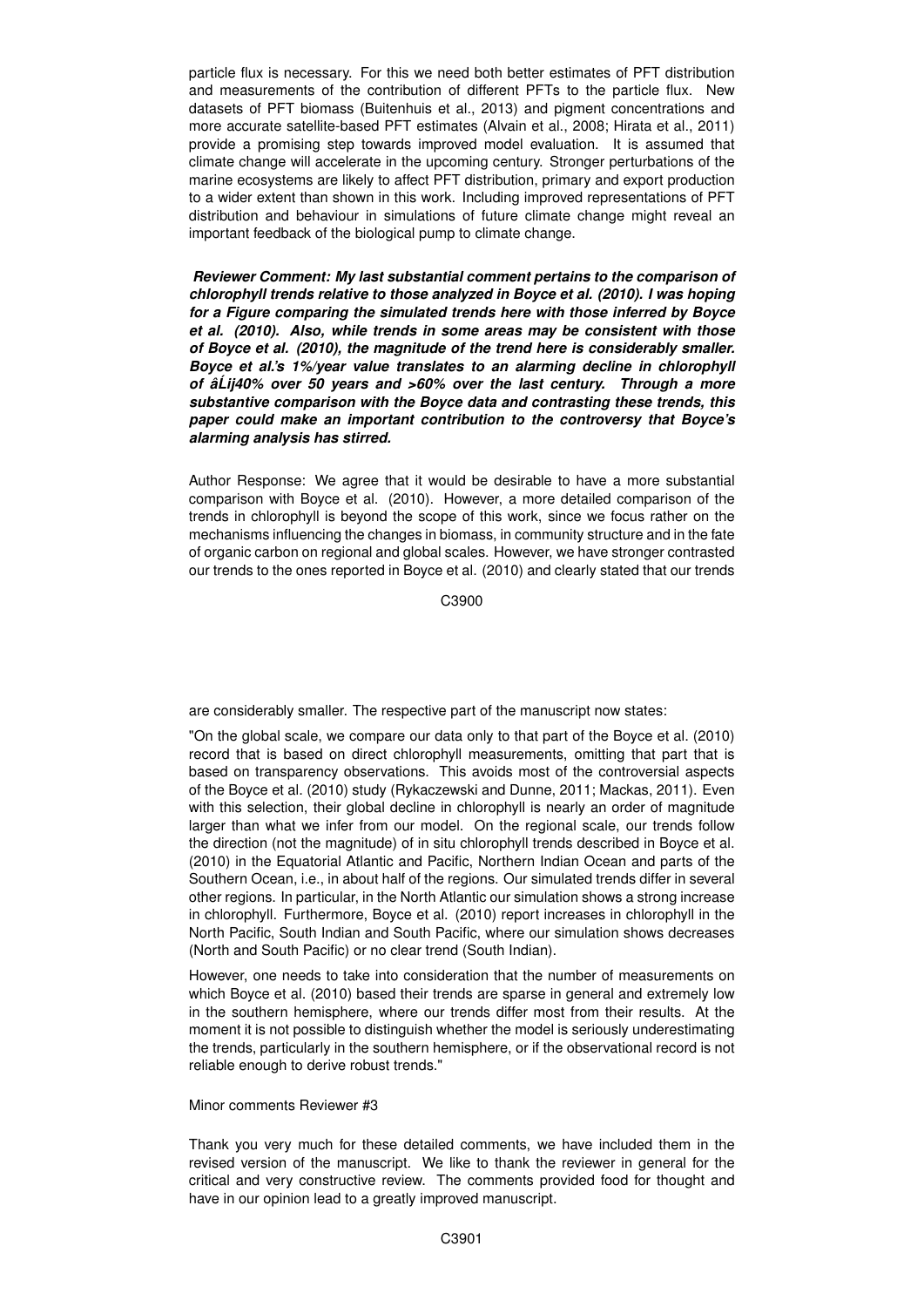particle flux is necessary. For this we need both better estimates of PFT distribution and measurements of the contribution of different PFTs to the particle flux. New datasets of PFT biomass (Buitenhuis et al., 2013) and pigment concentrations and more accurate satellite-based PFT estimates (Alvain et al., 2008; Hirata et al., 2011) provide a promising step towards improved model evaluation. It is assumed that climate change will accelerate in the upcoming century. Stronger perturbations of the marine ecosystems are likely to affect PFT distribution, primary and export production to a wider extent than shown in this work. Including improved representations of PFT distribution and behaviour in simulations of future climate change might reveal an important feedback of the biological pump to climate change.

***Reviewer Comment: My last substantial comment pertains to the comparison of chlorophyll trends relative to those analyzed in Boyce et al. (2010). I was hoping for a Figure comparing the simulated trends here with those inferred by Boyce et al. (2010). Also, while trends in some areas may be consistent with those of Boyce et al. (2010), the magnitude of the trend here is considerably smaller. Boyce et al.'s 1%/year value translates to an alarming decline in chlorophyll of âĹij40% over 50 years and >60% over the last century. Through a more substantive comparison with the Boyce data and contrasting these trends, this paper could make an important contribution to the controversy that Boyce's alarming analysis has stirred.***

Author Response: We agree that it would be desirable to have a more substantial comparison with Boyce et al. (2010). However, a more detailed comparison of the trends in chlorophyll is beyond the scope of this work, since we focus rather on the mechanisms influencing the changes in biomass, in community structure and in the fate of organic carbon on regional and global scales. However, we have stronger contrasted our trends to the ones reported in Boyce et al. (2010) and clearly stated that our trends are considerably smaller. The respective part of the manuscript now states:

"On the global scale, we compare our data only to that part of the Boyce et al. (2010) record that is based on direct chlorophyll measurements, omitting that part that is based on transparency observations. This avoids most of the controversial aspects of the Boyce et al. (2010) study (Rykaczewski and Dunne, 2011; Mackas, 2011). Even with this selection, their global decline in chlorophyll is nearly an order of magnitude larger than what we infer from our model. On the regional scale, our trends follow the direction (not the magnitude) of in situ chlorophyll trends described in Boyce et al. (2010) in the Equatorial Atlantic and Pacific, Northern Indian Ocean and parts of the Southern Ocean, i.e., in about half of the regions. Our simulated trends differ in several other regions. In particular, in the North Atlantic our simulation shows a strong increase in chlorophyll. Furthermore, Boyce et al. (2010) report increases in chlorophyll in the North Pacific, South Indian and South Pacific, where our simulation shows decreases (North and South Pacific) or no clear trend (South Indian).

However, one needs to take into consideration that the number of measurements on which Boyce et al. (2010) based their trends are sparse in general and extremely low in the southern hemisphere, where our trends differ most from their results. At the moment it is not possible to distinguish whether the model is seriously underestimating the trends, particularly in the southern hemisphere, or if the observational record is not reliable enough to derive robust trends."

Minor comments Reviewer #3

Thank you very much for these detailed comments, we have included them in the revised version of the manuscript. We like to thank the reviewer in general for the critical and very constructive review. The comments provided food for thought and have in our opinion lead to a greatly improved manuscript.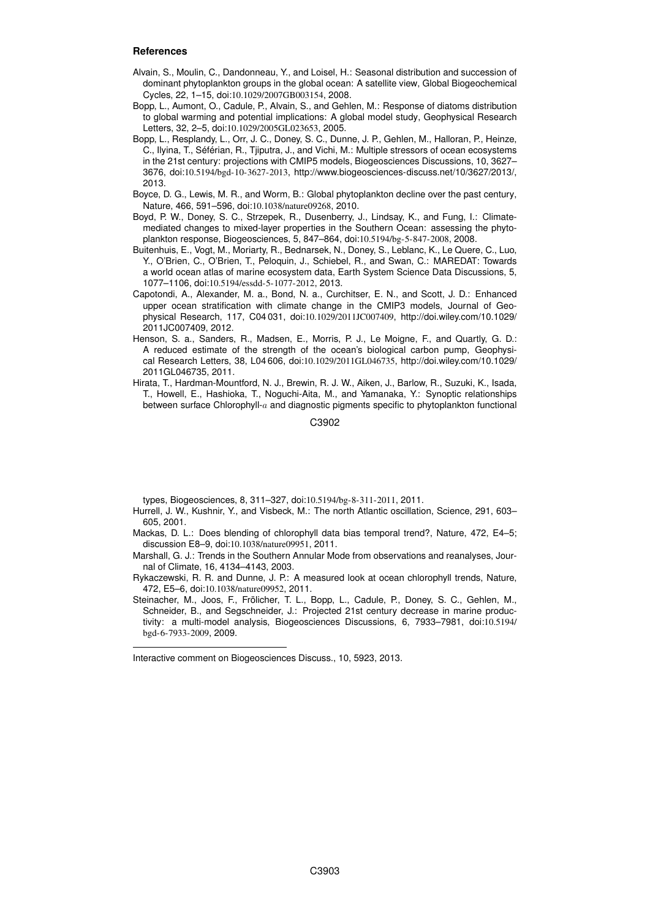## References

Alvain, S., Moulin, C., Dandonneau, Y., and Loisel, H.: Seasonal distribution and succession of dominant phytoplankton groups in the global ocean: A satellite view, Global Biogeochemical Cycles, 22, 1–15, doi:10.1029/2007GB003154, 2008.

Bopp, L., Aumont, O., Cadule, P., Alvain, S., and Gehlen, M.: Response of diatoms distribution to global warming and potential implications: A global model study, Geophysical Research Letters, 32, 2–5, doi:10.1029/2005GL023653, 2005.

Bopp, L., Resplandy, L., Orr, J. C., Doney, S. C., Dunne, J. P., Gehlen, M., Halloran, P., Heinze, C., Ilyina, T., Séférian, R., Tjiputra, J., and Vichi, M.: Multiple stressors of ocean ecosystems in the 21st century: projections with CMIP5 models, Biogeosciences Discussions, 10, 3627–3676, doi:10.5194/bgd-10-3627-2013, http://www.biogeosciences-discuss.net/10/3627/2013/, 2013.

Boyce, D. G., Lewis, M. R., and Worm, B.: Global phytoplankton decline over the past century, Nature, 466, 591–596, doi:10.1038/nature09268, 2010.

Boyd, P. W., Doney, S. C., Strzepek, R., Dusenberry, J., Lindsay, K., and Fung, I.: Climate-mediated changes to mixed-layer properties in the Southern Ocean: assessing the phytoplankton response, Biogeosciences, 5, 847–864, doi:10.5194/bg-5-847-2008, 2008.

Buitenhuis, E., Vogt, M., Moriarty, R., Bednarsek, N., Doney, S., Leblanc, K., Le Quere, C., Luo, Y., O'Brien, C., O'Brien, T., Peloquin, J., Schiebel, R., and Swan, C.: MAREDAT: Towards a world ocean atlas of marine ecosystem data, Earth System Science Data Discussions, 5, 1077–1106, doi:10.5194/essdd-5-1077-2012, 2013.

Capotondi, A., Alexander, M. a., Bond, N. a., Curchitser, E. N., and Scott, J. D.: Enhanced upper ocean stratification with climate change in the CMIP3 models, Journal of Geophysical Research, 117, C04 031, doi:10.1029/2011JC007409, http://doi.wiley.com/10.1029/2011JC007409, 2012.

Henson, S. a., Sanders, R., Madsen, E., Morris, P. J., Le Moigne, F., and Quartly, G. D.: A reduced estimate of the strength of the ocean's biological carbon pump, Geophysical Research Letters, 38, L04 606, doi:10.1029/2011GL046735, http://doi.wiley.com/10.1029/2011GL046735, 2011.

Hirata, T., Hardman-Mountford, N. J., Brewin, R. J. W., Aiken, J., Barlow, R., Suzuki, K., Isada, T., Howell, E., Hashioka, T., Noguchi-Aita, M., and Yamanaka, Y.: Synoptic relationships between surface Chlorophyll-$a$ and diagnostic pigments specific to phytoplankton functional types, Biogeosciences, 8, 311–327, doi:10.5194/bg-8-311-2011, 2011.

Hurrell, J. W., Kushnir, Y., and Visbeck, M.: The north Atlantic oscillation, Science, 291, 603–605, 2001.

Mackas, D. L.: Does blending of chlorophyll data bias temporal trend?, Nature, 472, E4–5; discussion E8–9, doi:10.1038/nature09951, 2011.

Marshall, G. J.: Trends in the Southern Annular Mode from observations and reanalyses, Journal of Climate, 16, 4134–4143, 2003.

Rykaczewski, R. R. and Dunne, J. P.: A measured look at ocean chlorophyll trends, Nature, 472, E5–6, doi:10.1038/nature09952, 2011.

Steinacher, M., Joos, F., Frölicher, T. L., Bopp, L., Cadule, P., Doney, S. C., Gehlen, M., Schneider, B., and Segschneider, J.: Projected 21st century decrease in marine productivity: a multi-model analysis, Biogeosciences Discussions, 6, 7933–7981, doi:10.5194/bgd-6-7933-2009, 2009.

---

Interactive comment on Biogeosciences Discuss., 10, 5923, 2013.